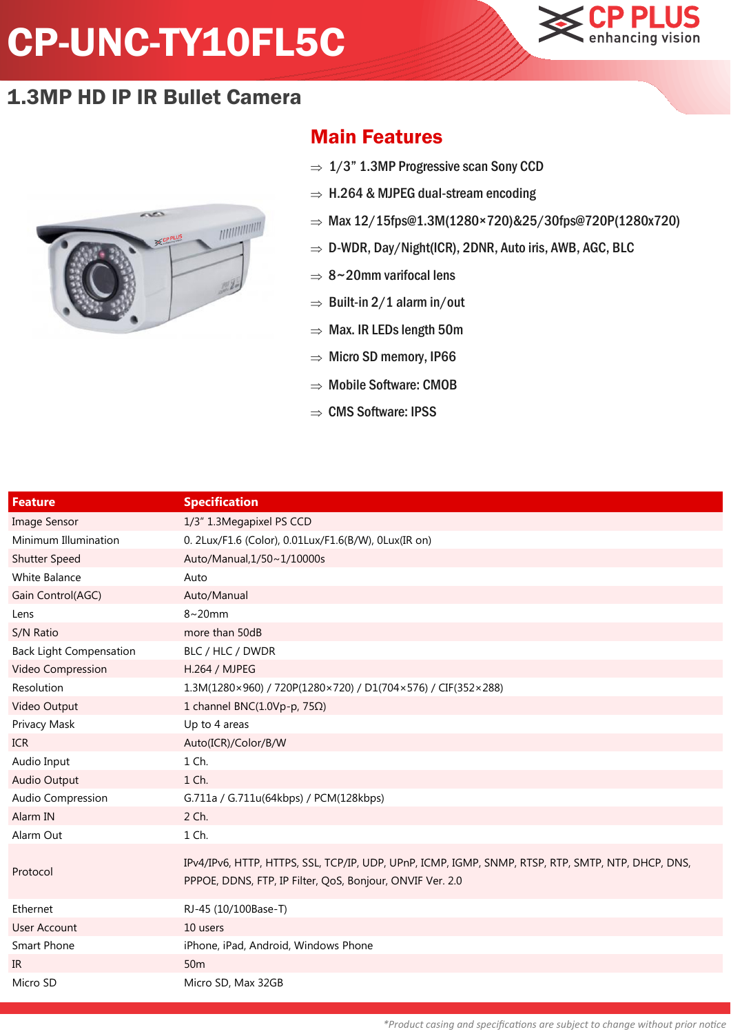# CP-UNC-TY10FL5C

CP PLUS enhancing vision

## 1.3MP HD IP IR Bullet Camera

### Main Features

- 1/3" 1.3MP Progressive scan Sony CCD
- H.264 & MJPEG dual-stream encoding
- Max 12/15fps@1.3M(1280×720)&25/30fps@720P(1280x720)
- D-WDR, Day/Night(ICR), 2DNR, Auto iris, AWB, AGC, BLC
- 8~20mm varifocal lens
- Built-in 2/1 alarm in/out
- Max. IR LEDs length 50m
- Micro SD memory, IP66
- Mobile Software: CMOB
- CMS Software: IPSS

| Feature | Specification |
|---|---|
| Image Sensor | 1/3" 1.3Megapixel PS CCD |
| Minimum Illumination | 0. 2Lux/F1.6 (Color), 0.01Lux/F1.6(B/W), 0Lux(IR on) |
| Shutter Speed | Auto/Manual,1/50~1/10000s |
| White Balance | Auto |
| Gain Control(AGC) | Auto/Manual |
| Lens | 8~20mm |
| S/N Ratio | more than 50dB |
| Back Light Compensation | BLC / HLC / DWDR |
| Video Compression | H.264 / MJPEG |
| Resolution | 1.3M(1280×960) / 720P(1280×720) / D1(704×576) / CIF(352×288) |
| Video Output | 1 channel BNC(1.0Vp-p, 75Ω) |
| Privacy Mask | Up to 4 areas |
| ICR | Auto(ICR)/Color/B/W |
| Audio Input | 1 Ch. |
| Audio Output | 1 Ch. |
| Audio Compression | G.711a / G.711u(64kbps) / PCM(128kbps) |
| Alarm IN | 2 Ch. |
| Alarm Out | 1 Ch. |
| Protocol | IPv4/IPv6, HTTP, HTTPS, SSL, TCP/IP, UDP, UPnP, ICMP, IGMP, SNMP, RTSP, RTP, SMTP, NTP, DHCP, DNS, PPPOE, DDNS, FTP, IP Filter, QoS, Bonjour, ONVIF Ver. 2.0 |
| Ethernet | RJ-45 (10/100Base-T) |
| User Account | 10 users |
| Smart Phone | iPhone, iPad, Android, Windows Phone |
| IR | 50m |
| Micro SD | Micro SD, Max 32GB |

*\*Product casing and specifications are subject to change without prior notice*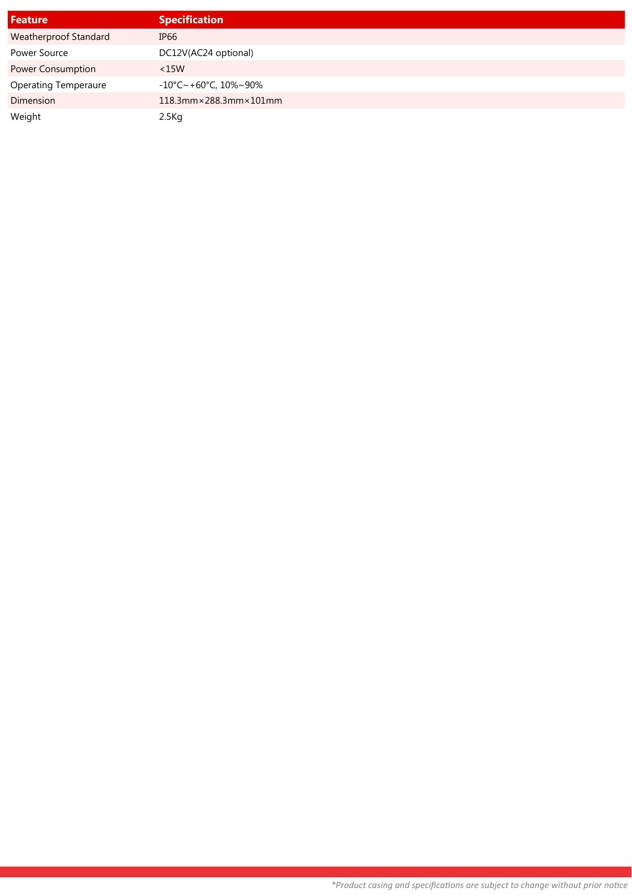| Feature | Specification |
| --- | --- |
| Weatherproof Standard | IP66 |
| Power Source | DC12V(AC24 optional) |
| Power Consumption | <15W |
| Operating Temperaure | -10°C~+60°C, 10%~90% |
| Dimension | 118.3mm×288.3mm×101mm |
| Weight | 2.5Kg |

*\*Product casing and specifications are subject to change without prior notice*